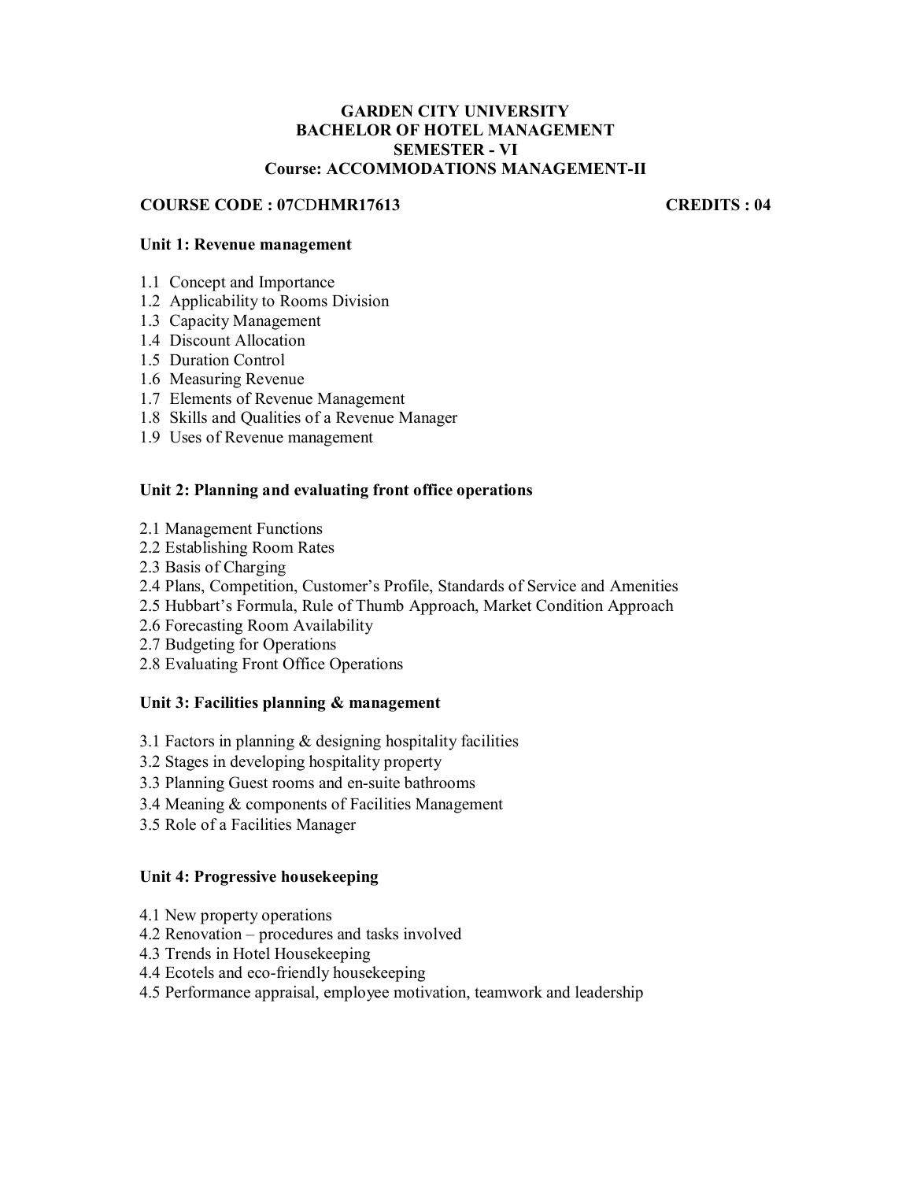# GARDEN CITY UNIVERSITY
## BACHELOR OF HOTEL MANAGEMENT
## SEMESTER - VI
## Course: ACCOMMODATIONS MANAGEMENT-II

**COURSE CODE : 07CDHMR17613** **CREDITS : 04**

### Unit 1: Revenue management

1.1 Concept and Importance
1.2 Applicability to Rooms Division
1.3 Capacity Management
1.4 Discount Allocation
1.5 Duration Control
1.6 Measuring Revenue
1.7 Elements of Revenue Management
1.8 Skills and Qualities of a Revenue Manager
1.9 Uses of Revenue management

### Unit 2: Planning and evaluating front office operations

2.1 Management Functions
2.2 Establishing Room Rates
2.3 Basis of Charging
2.4 Plans, Competition, Customer's Profile, Standards of Service and Amenities
2.5 Hubbart's Formula, Rule of Thumb Approach, Market Condition Approach
2.6 Forecasting Room Availability
2.7 Budgeting for Operations
2.8 Evaluating Front Office Operations

### Unit 3: Facilities planning & management

3.1 Factors in planning & designing hospitality facilities
3.2 Stages in developing hospitality property
3.3 Planning Guest rooms and en-suite bathrooms
3.4 Meaning & components of Facilities Management
3.5 Role of a Facilities Manager

### Unit 4: Progressive housekeeping

4.1 New property operations
4.2 Renovation – procedures and tasks involved
4.3 Trends in Hotel Housekeeping
4.4 Ecotels and eco-friendly housekeeping
4.5 Performance appraisal, employee motivation, teamwork and leadership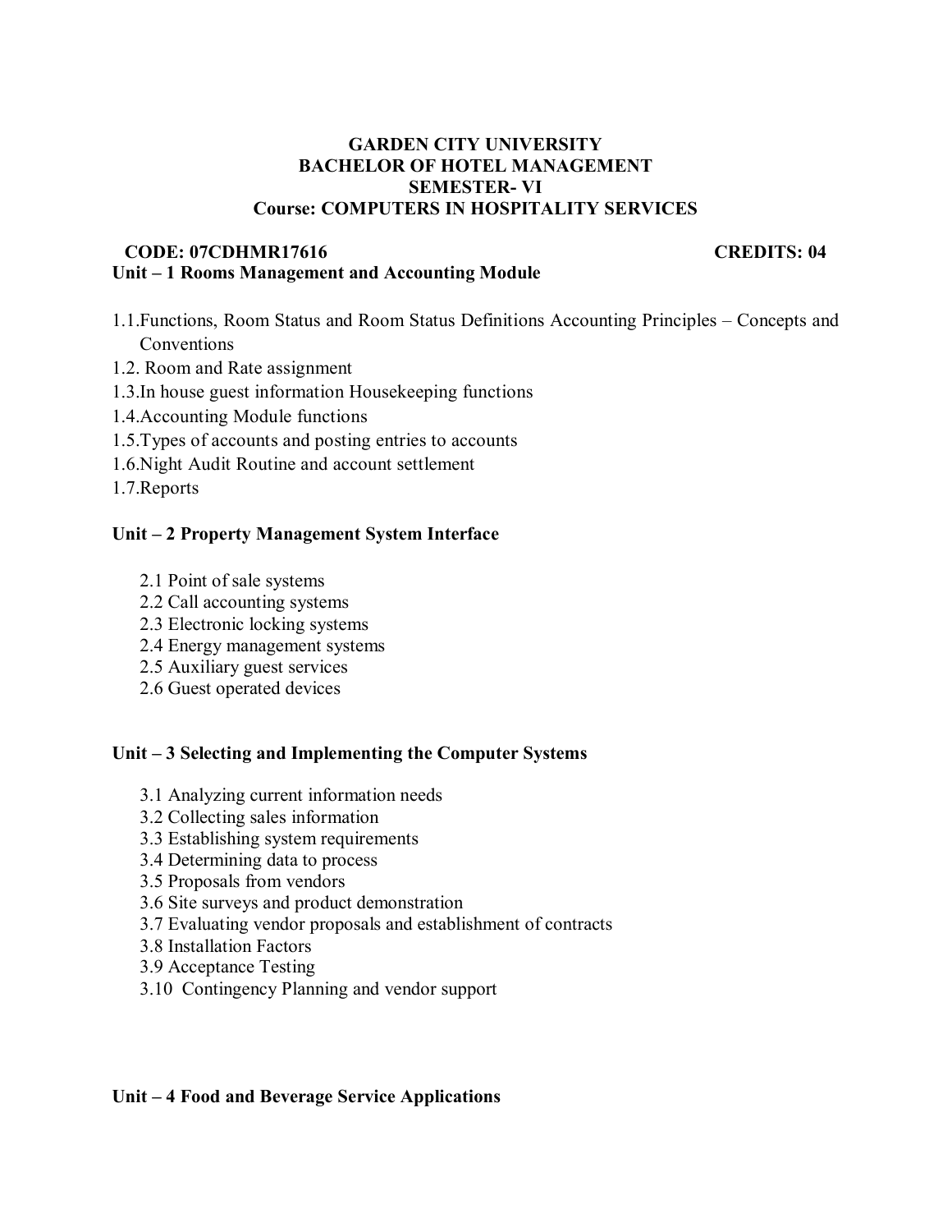**GARDEN CITY UNIVERSITY**
**BACHELOR OF HOTEL MANAGEMENT**
**SEMESTER- VI**
**Course: COMPUTERS IN HOSPITALITY SERVICES**

**CODE: 07CDHMR17616** **CREDITS: 04**

## Unit – 1 Rooms Management and Accounting Module

1.1.Functions, Room Status and Room Status Definitions Accounting Principles – Concepts and Conventions
1.2. Room and Rate assignment
1.3.In house guest information Housekeeping functions
1.4.Accounting Module functions
1.5.Types of accounts and posting entries to accounts
1.6.Night Audit Routine and account settlement
1.7.Reports

## Unit – 2 Property Management System Interface

2.1 Point of sale systems
2.2 Call accounting systems
2.3 Electronic locking systems
2.4 Energy management systems
2.5 Auxiliary guest services
2.6 Guest operated devices

## Unit – 3 Selecting and Implementing the Computer Systems

3.1 Analyzing current information needs
3.2 Collecting sales information
3.3 Establishing system requirements
3.4 Determining data to process
3.5 Proposals from vendors
3.6 Site surveys and product demonstration
3.7 Evaluating vendor proposals and establishment of contracts
3.8 Installation Factors
3.9 Acceptance Testing
3.10 Contingency Planning and vendor support

## Unit – 4 Food and Beverage Service Applications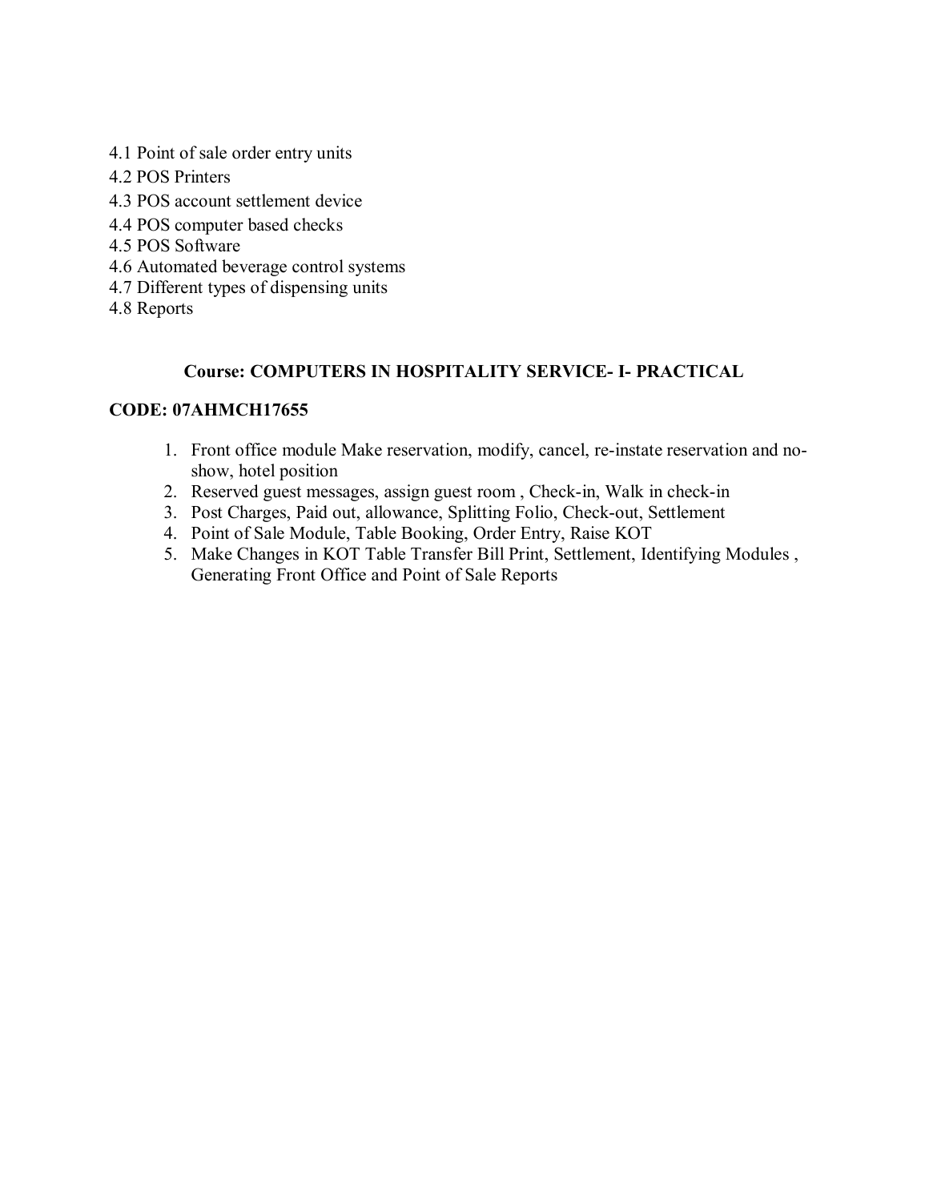4.1 Point of sale order entry units
4.2 POS Printers
4.3 POS account settlement device
4.4 POS computer based checks
4.5 POS Software
4.6 Automated beverage control systems
4.7 Different types of dispensing units
4.8 Reports

**Course: COMPUTERS IN HOSPITALITY SERVICE- I- PRACTICAL**

**CODE: 07AHMCH17655**

1. Front office module Make reservation, modify, cancel, re-instate reservation and no-show, hotel position
2. Reserved guest messages, assign guest room , Check-in, Walk in check-in
3. Post Charges, Paid out, allowance, Splitting Folio, Check-out, Settlement
4. Point of Sale Module, Table Booking, Order Entry, Raise KOT
5. Make Changes in KOT Table Transfer Bill Print, Settlement, Identifying Modules , Generating Front Office and Point of Sale Reports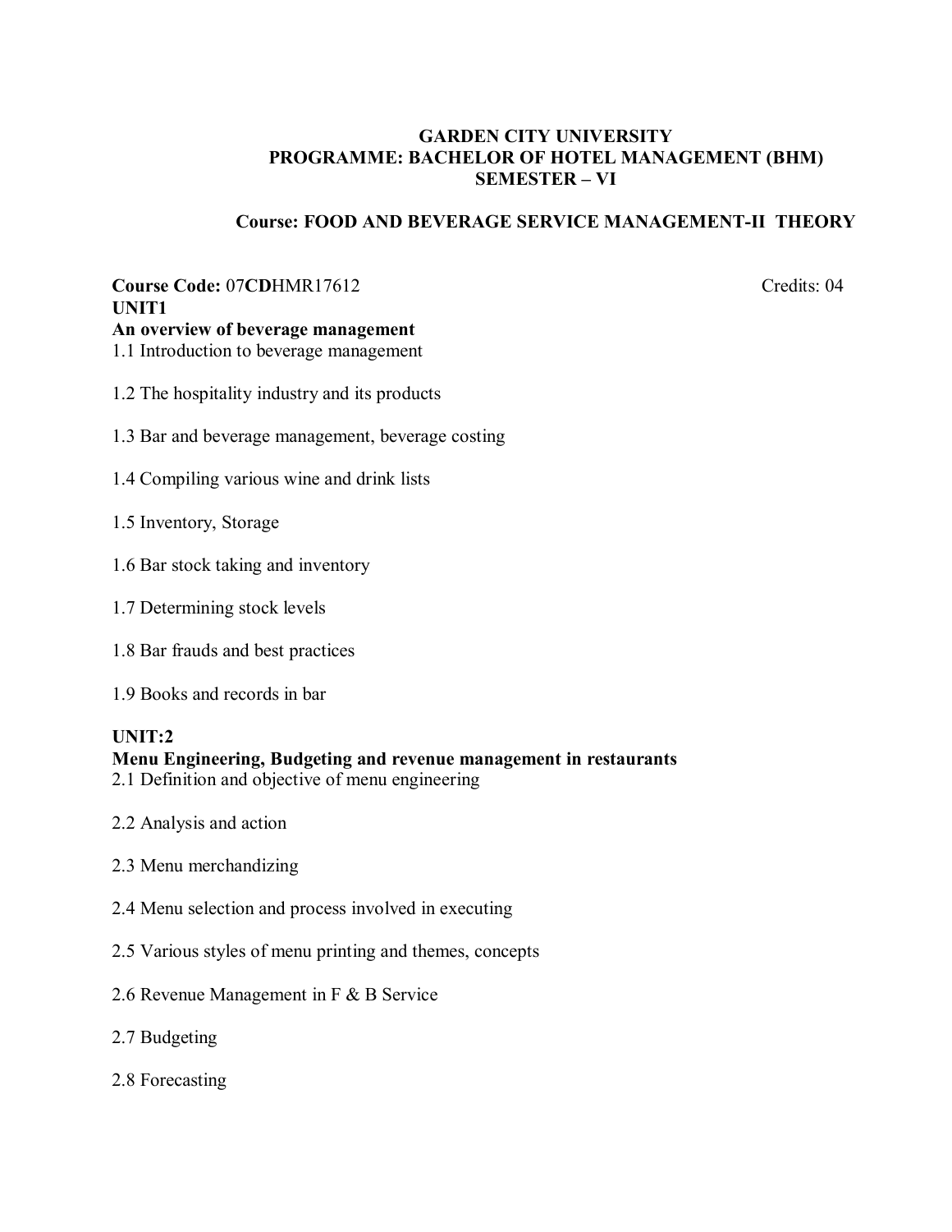**GARDEN CITY UNIVERSITY**
**PROGRAMME: BACHELOR OF HOTEL MANAGEMENT (BHM)**
**SEMESTER – VI**

**Course: FOOD AND BEVERAGE SERVICE MANAGEMENT-II THEORY**

**Course Code:** 07**CD**HMR17612 Credits: 04

**UNIT1**

**An overview of beverage management**

1.1 Introduction to beverage management

1.2 The hospitality industry and its products

1.3 Bar and beverage management, beverage costing

1.4 Compiling various wine and drink lists

1.5 Inventory, Storage

1.6 Bar stock taking and inventory

1.7 Determining stock levels

1.8 Bar frauds and best practices

1.9 Books and records in bar

**UNIT:2**

**Menu Engineering, Budgeting and revenue management in restaurants**

2.1 Definition and objective of menu engineering

2.2 Analysis and action

2.3 Menu merchandizing

2.4 Menu selection and process involved in executing

2.5 Various styles of menu printing and themes, concepts

2.6 Revenue Management in F & B Service

2.7 Budgeting

2.8 Forecasting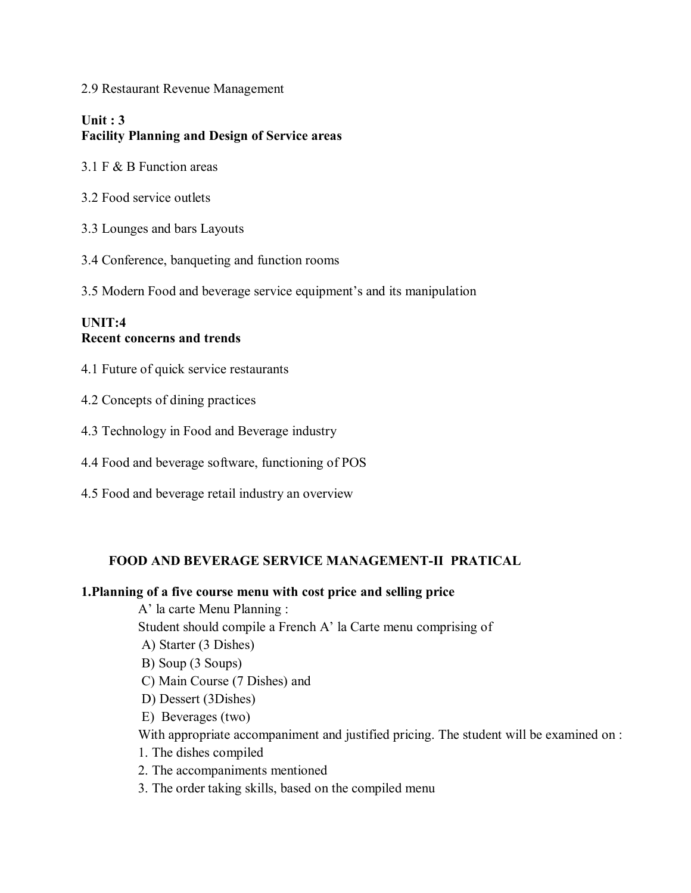2.9 Restaurant Revenue Management

**Unit : 3**
**Facility Planning and Design of Service areas**

3.1 F & B Function areas

3.2 Food service outlets

3.3 Lounges and bars Layouts

3.4 Conference, banqueting and function rooms

3.5 Modern Food and beverage service equipment's and its manipulation

**UNIT:4**
**Recent concerns and trends**

4.1 Future of quick service restaurants

4.2 Concepts of dining practices

4.3 Technology in Food and Beverage industry

4.4 Food and beverage software, functioning of POS

4.5 Food and beverage retail industry an overview

## FOOD AND BEVERAGE SERVICE MANAGEMENT-II PRATICAL

**1.Planning of a five course menu with cost price and selling price**

A' la carte Menu Planning :

Student should compile a French A' la Carte menu comprising of

A) Starter (3 Dishes)
B) Soup (3 Soups)
C) Main Course (7 Dishes) and
D) Dessert (3Dishes)
E) Beverages (two)

With appropriate accompaniment and justified pricing. The student will be examined on :

1. The dishes compiled
2. The accompaniments mentioned
3. The order taking skills, based on the compiled menu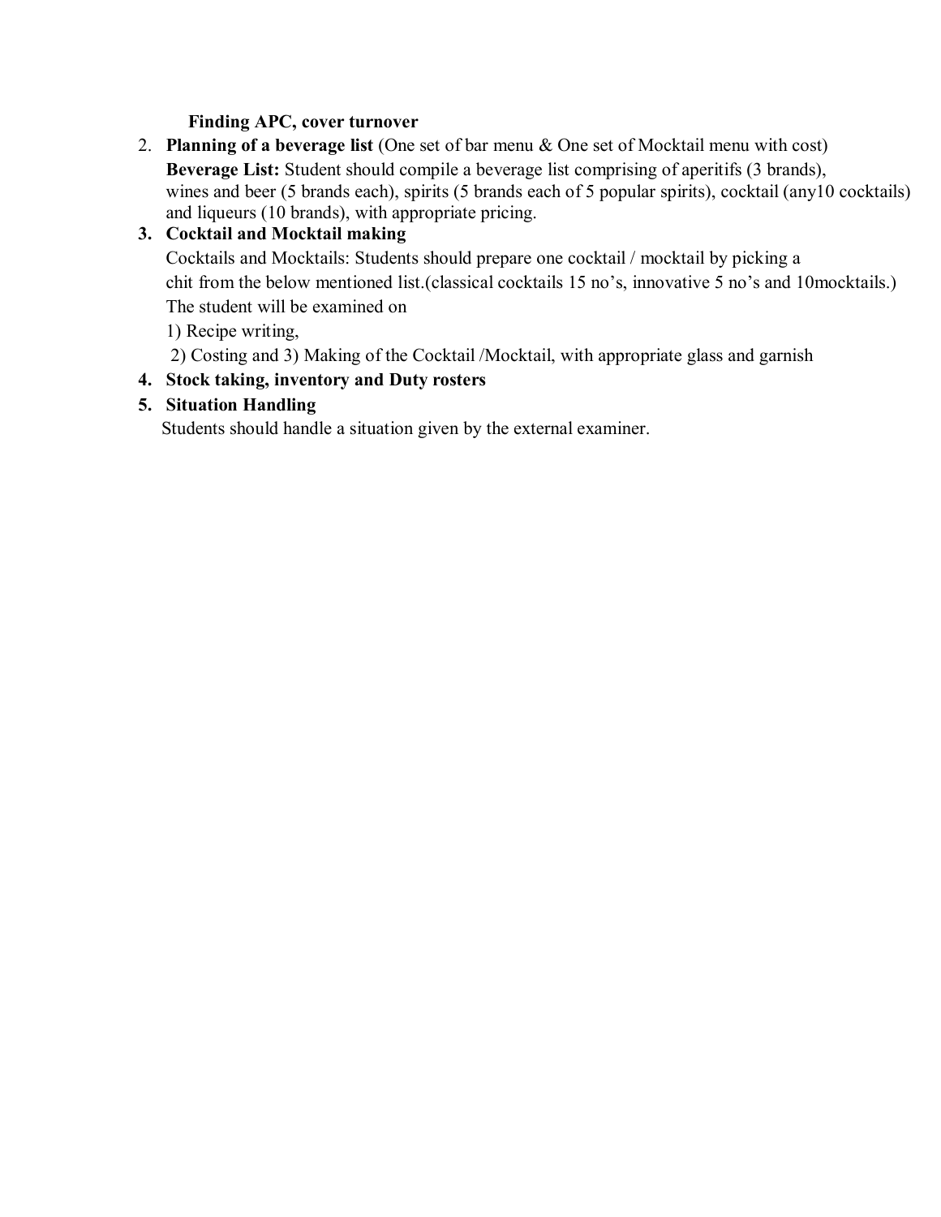**Finding APC, cover turnover**

2. **Planning of a beverage list** (One set of bar menu & One set of Mocktail menu with cost)
   **Beverage List:** Student should compile a beverage list comprising of aperitifs (3 brands), wines and beer (5 brands each), spirits (5 brands each of 5 popular spirits), cocktail (any10 cocktails) and liqueurs (10 brands), with appropriate pricing.
3. **Cocktail and Mocktail making**
   Cocktails and Mocktails: Students should prepare one cocktail / mocktail by picking a chit from the below mentioned list.(classical cocktails 15 no's, innovative 5 no's and 10mocktails.)
   The student will be examined on
   1) Recipe writing,
   2) Costing and 3) Making of the Cocktail /Mocktail, with appropriate glass and garnish
4. **Stock taking, inventory and Duty rosters**
5. **Situation Handling**
   Students should handle a situation given by the external examiner.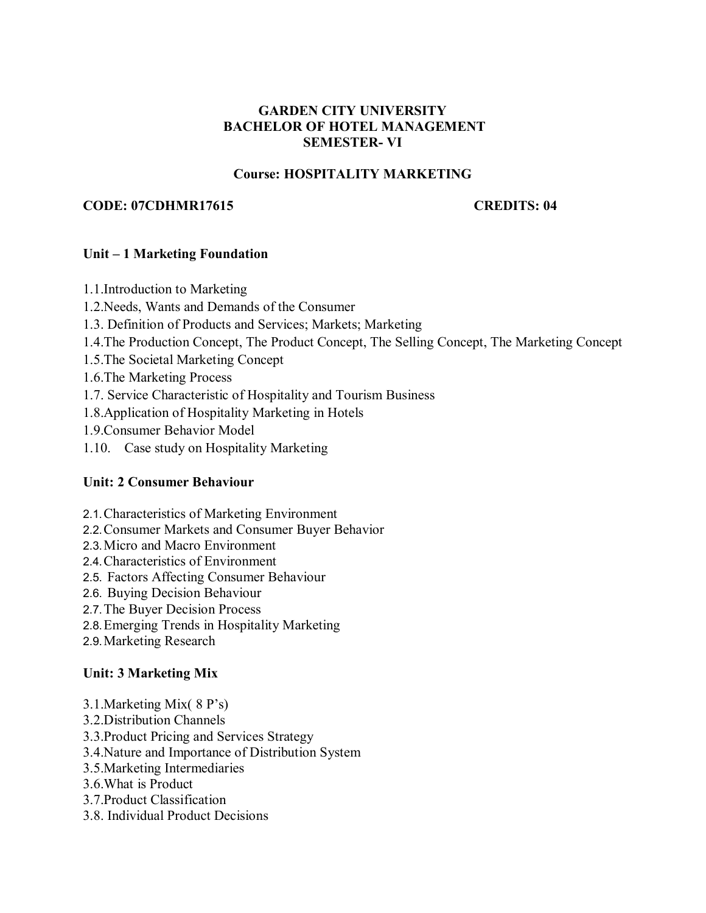# GARDEN CITY UNIVERSITY
# BACHELOR OF HOTEL MANAGEMENT
# SEMESTER- VI

## Course: HOSPITALITY MARKETING

**CODE: 07CDHMR17615** **CREDITS: 04**

### Unit – 1 Marketing Foundation

1.1.Introduction to Marketing
1.2.Needs, Wants and Demands of the Consumer
1.3. Definition of Products and Services; Markets; Marketing
1.4.The Production Concept, The Product Concept, The Selling Concept, The Marketing Concept
1.5.The Societal Marketing Concept
1.6.The Marketing Process
1.7. Service Characteristic of Hospitality and Tourism Business
1.8.Application of Hospitality Marketing in Hotels
1.9.Consumer Behavior Model
1.10. Case study on Hospitality Marketing

### Unit: 2 Consumer Behaviour

2.1.Characteristics of Marketing Environment
2.2.Consumer Markets and Consumer Buyer Behavior
2.3.Micro and Macro Environment
2.4.Characteristics of Environment
2.5. Factors Affecting Consumer Behaviour
2.6. Buying Decision Behaviour
2.7.The Buyer Decision Process
2.8.Emerging Trends in Hospitality Marketing
2.9.Marketing Research

### Unit: 3 Marketing Mix

3.1.Marketing Mix( 8 P's)
3.2.Distribution Channels
3.3.Product Pricing and Services Strategy
3.4.Nature and Importance of Distribution System
3.5.Marketing Intermediaries
3.6.What is Product
3.7.Product Classification
3.8. Individual Product Decisions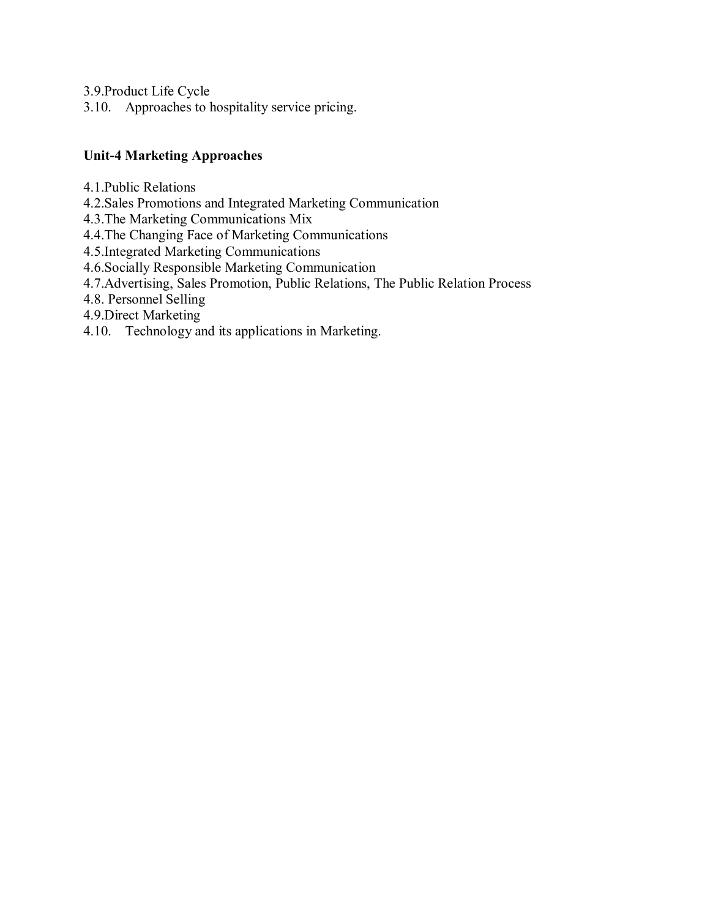3.9.Product Life Cycle
3.10. Approaches to hospitality service pricing.

**Unit-4 Marketing Approaches**

4.1.Public Relations
4.2.Sales Promotions and Integrated Marketing Communication
4.3.The Marketing Communications Mix
4.4.The Changing Face of Marketing Communications
4.5.Integrated Marketing Communications
4.6.Socially Responsible Marketing Communication
4.7.Advertising, Sales Promotion, Public Relations, The Public Relation Process
4.8. Personnel Selling
4.9.Direct Marketing
4.10. Technology and its applications in Marketing.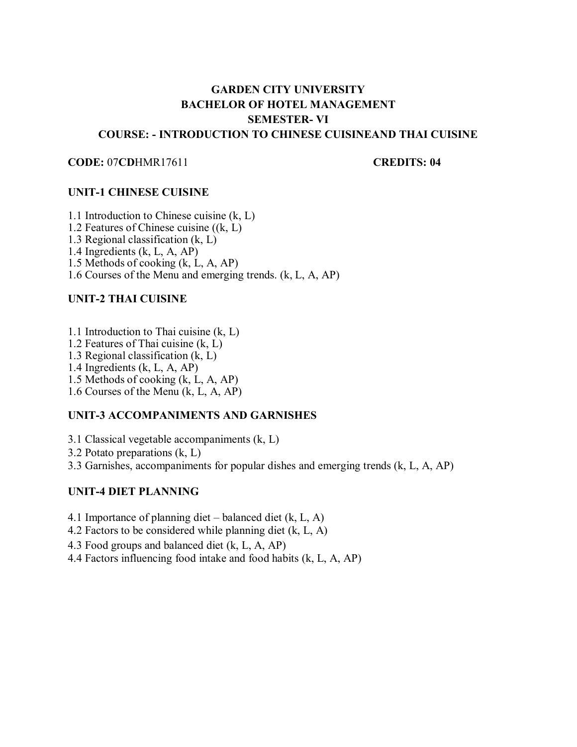**GARDEN CITY UNIVERSITY**
**BACHELOR OF HOTEL MANAGEMENT**
**SEMESTER- VI**
**COURSE: - INTRODUCTION TO CHINESE CUISINEAND THAI CUISINE**

**CODE:** 07**CD**HMR17611 **CREDITS: 04**

## UNIT-1 CHINESE CUISINE

1.1 Introduction to Chinese cuisine (k, L)
1.2 Features of Chinese cuisine ((k, L)
1.3 Regional classification (k, L)
1.4 Ingredients (k, L, A, AP)
1.5 Methods of cooking (k, L, A, AP)
1.6 Courses of the Menu and emerging trends. (k, L, A, AP)

## UNIT-2 THAI CUISINE

1.1 Introduction to Thai cuisine (k, L)
1.2 Features of Thai cuisine (k, L)
1.3 Regional classification (k, L)
1.4 Ingredients (k, L, A, AP)
1.5 Methods of cooking (k, L, A, AP)
1.6 Courses of the Menu (k, L, A, AP)

## UNIT-3 ACCOMPANIMENTS AND GARNISHES

3.1 Classical vegetable accompaniments (k, L)
3.2 Potato preparations (k, L)
3.3 Garnishes, accompaniments for popular dishes and emerging trends (k, L, A, AP)

## UNIT-4 DIET PLANNING

4.1 Importance of planning diet – balanced diet (k, L, A)
4.2 Factors to be considered while planning diet (k, L, A)
4.3 Food groups and balanced diet (k, L, A, AP)
4.4 Factors influencing food intake and food habits (k, L, A, AP)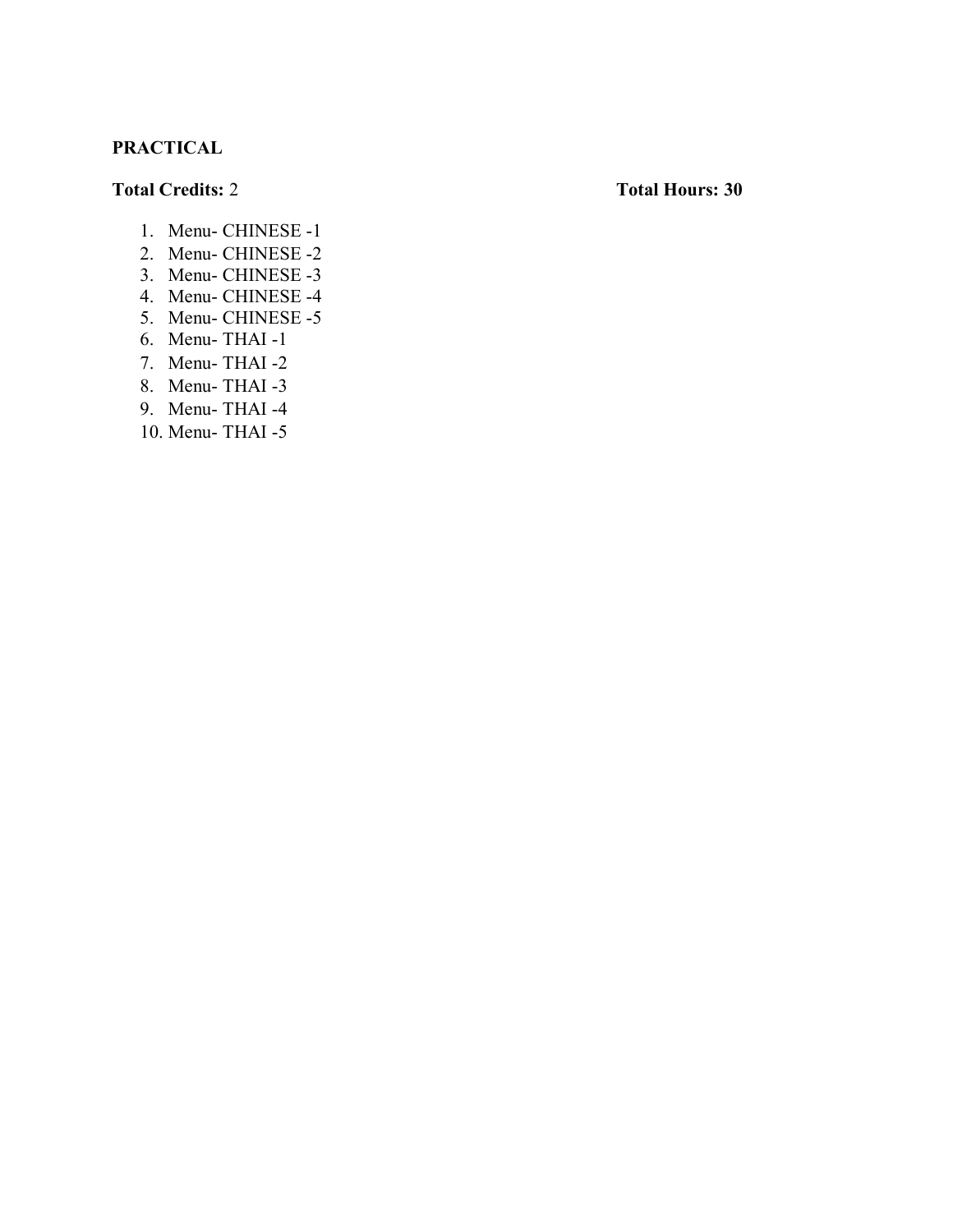**PRACTICAL**

**Total Credits:** 2 **Total Hours: 30**

1. Menu- CHINESE -1
2. Menu- CHINESE -2
3. Menu- CHINESE -3
4. Menu- CHINESE -4
5. Menu- CHINESE -5
6. Menu- THAI -1
7. Menu- THAI -2
8. Menu- THAI -3
9. Menu- THAI -4
10. Menu- THAI -5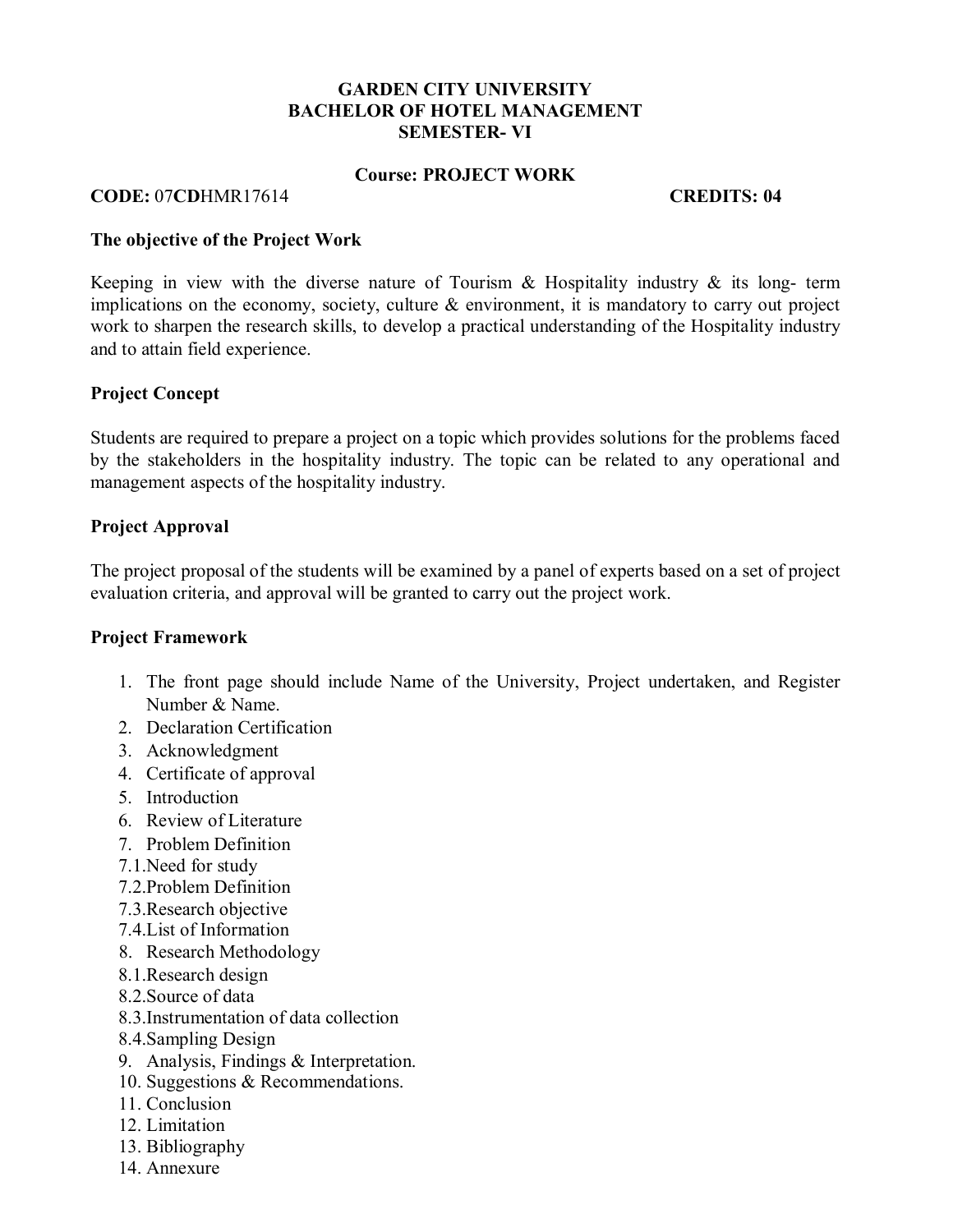**GARDEN CITY UNIVERSITY**
**BACHELOR OF HOTEL MANAGEMENT**
**SEMESTER- VI**

**Course: PROJECT WORK**

**CODE:** 07**CD**HMR17614 **CREDITS: 04**

**The objective of the Project Work**

Keeping in view with the diverse nature of Tourism & Hospitality industry & its long- term implications on the economy, society, culture & environment, it is mandatory to carry out project work to sharpen the research skills, to develop a practical understanding of the Hospitality industry and to attain field experience.

**Project Concept**

Students are required to prepare a project on a topic which provides solutions for the problems faced by the stakeholders in the hospitality industry. The topic can be related to any operational and management aspects of the hospitality industry.

**Project Approval**

The project proposal of the students will be examined by a panel of experts based on a set of project evaluation criteria, and approval will be granted to carry out the project work.

**Project Framework**

1. The front page should include Name of the University, Project undertaken, and Register Number & Name.
2. Declaration Certification
3. Acknowledgment
4. Certificate of approval
5. Introduction
6. Review of Literature
7. Problem Definition

7.1.Need for study
7.2.Problem Definition
7.3.Research objective
7.4.List of Information

8. Research Methodology

8.1.Research design
8.2.Source of data
8.3.Instrumentation of data collection
8.4.Sampling Design

9. Analysis, Findings & Interpretation.
10. Suggestions & Recommendations.
11. Conclusion
12. Limitation
13. Bibliography
14. Annexure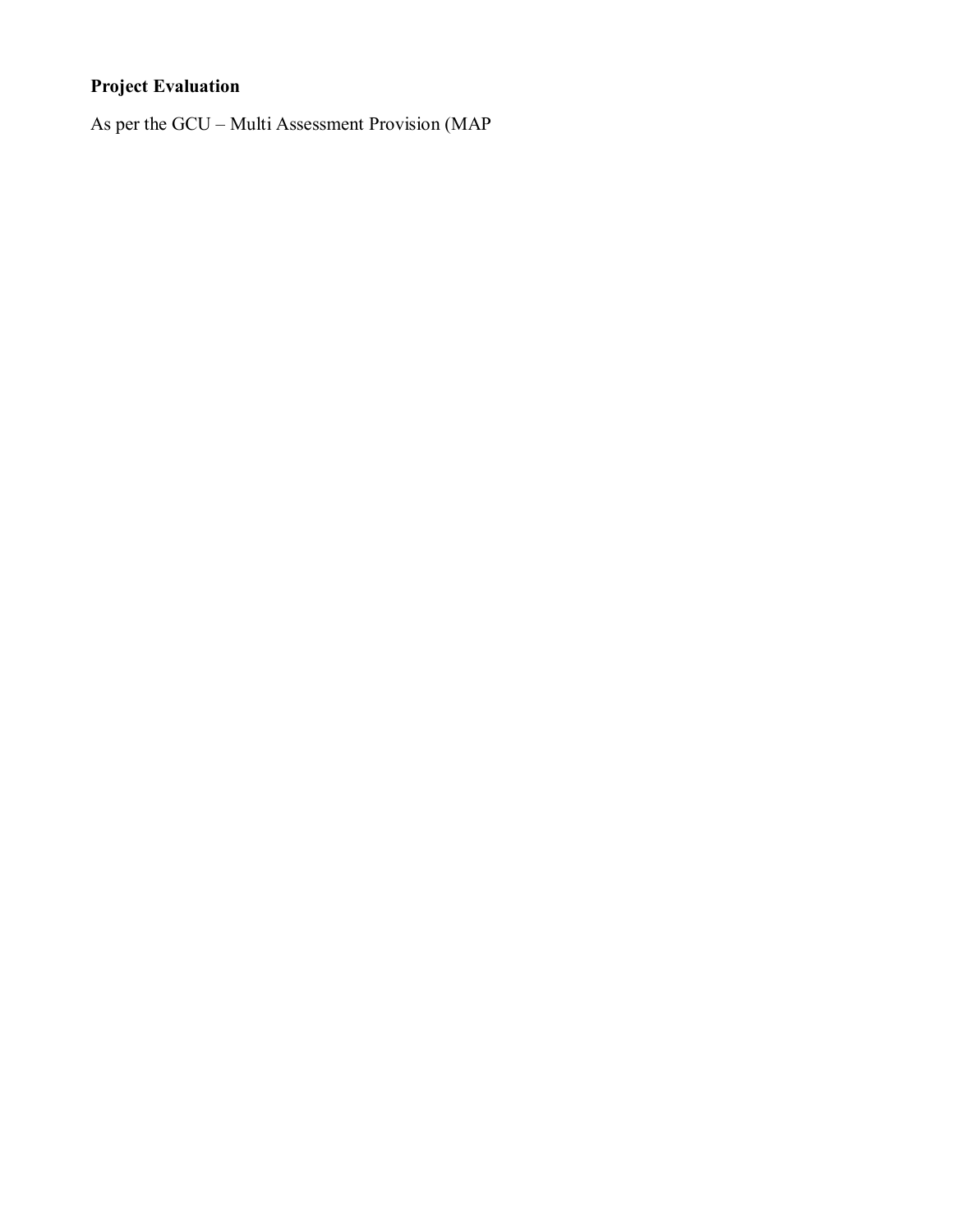**Project Evaluation**

As per the GCU – Multi Assessment Provision (MAP